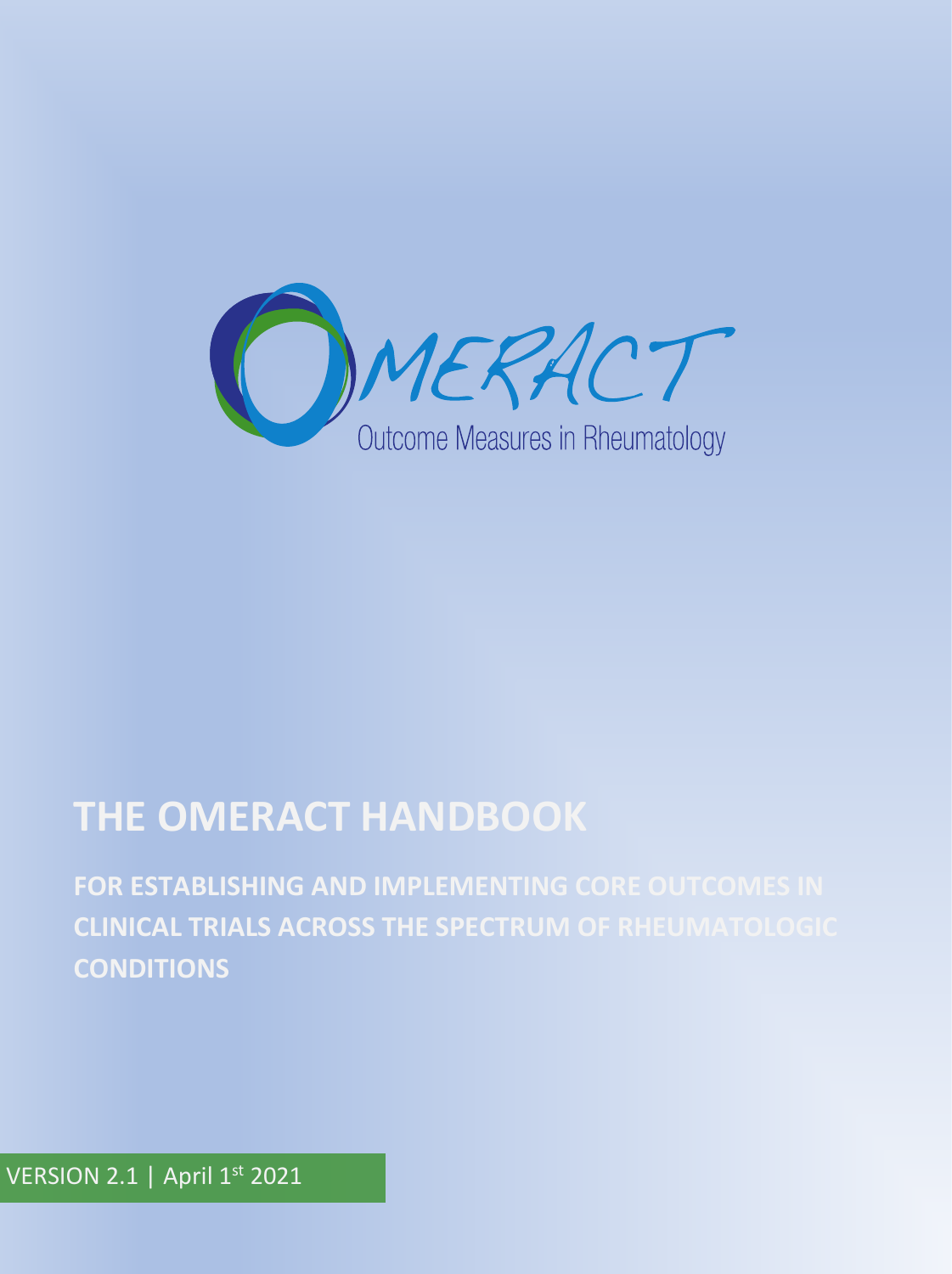OMERACT

Outcome Measures in Rheumatology

# THE OMERACT HANDBOOK

**FOR ESTABLISHING AND IMPLEMENTING CORE OUTCOMES IN CLINICAL TRIALS ACROSS THE SPECTRUM OF RHEUMATOLOGIC CONDITIONS**

VERSION 2.1 | April 1st 2021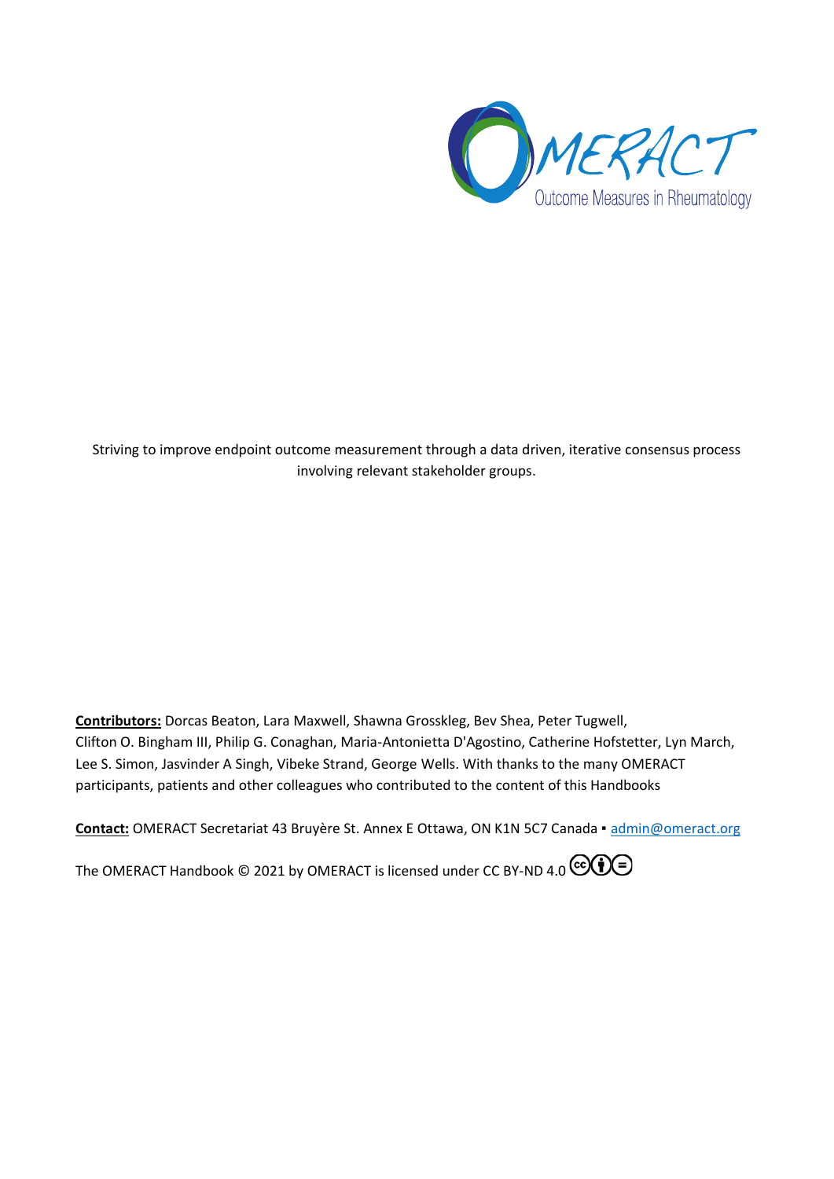OMERACT

Outcome Measures in Rheumatology

Striving to improve endpoint outcome measurement through a data driven, iterative consensus process involving relevant stakeholder groups.

**Contributors:** Dorcas Beaton, Lara Maxwell, Shawna Grosskleg, Bev Shea, Peter Tugwell, Clifton O. Bingham III, Philip G. Conaghan, Maria-Antonietta D'Agostino, Catherine Hofstetter, Lyn March, Lee S. Simon, Jasvinder A Singh, Vibeke Strand, George Wells. With thanks to the many OMERACT participants, patients and other colleagues who contributed to the content of this Handbooks

**Contact:** OMERACT Secretariat 43 Bruyère St. Annex E Ottawa, ON K1N 5C7 Canada ▪ admin@omeract.org

The OMERACT Handbook © 2021 by OMERACT is licensed under CC BY-ND 4.0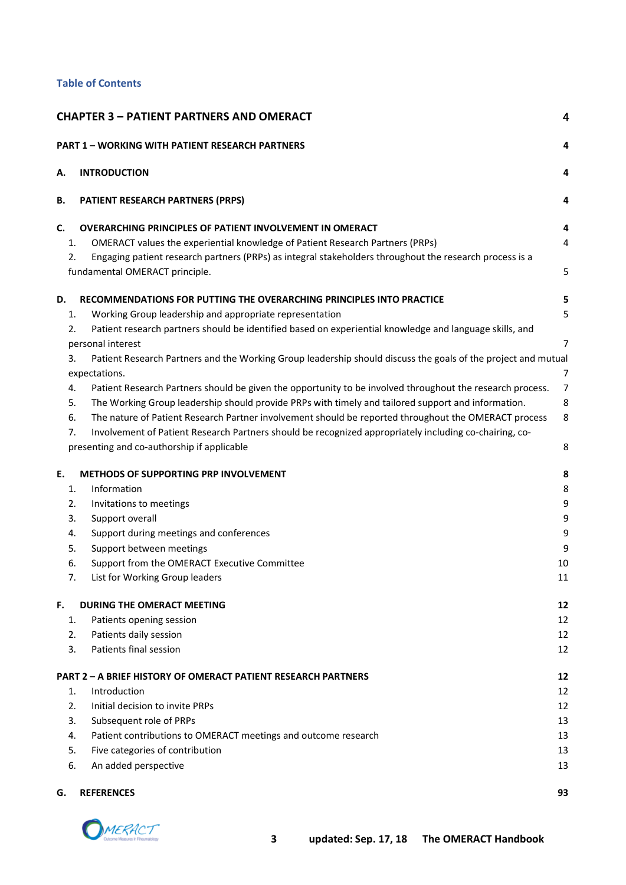### Table of Contents

| | |
|---|---|
| **CHAPTER 3 – PATIENT PARTNERS AND OMERACT** | **4** |
| **PART 1 – WORKING WITH PATIENT RESEARCH PARTNERS** | **4** |
| **A. INTRODUCTION** | **4** |
| **B. PATIENT RESEARCH PARTNERS (PRPS)** | **4** |
| **C. OVERARCHING PRINCIPLES OF PATIENT INVOLVEMENT IN OMERACT** | **4** |
| 1. OMERACT values the experiential knowledge of Patient Research Partners (PRPs) | 4 |
| 2. Engaging patient research partners (PRPs) as integral stakeholders throughout the research process is a fundamental OMERACT principle. | 5 |
| **D. RECOMMENDATIONS FOR PUTTING THE OVERARCHING PRINCIPLES INTO PRACTICE** | **5** |
| 1. Working Group leadership and appropriate representation | 5 |
| 2. Patient research partners should be identified based on experiential knowledge and language skills, and personal interest | 7 |
| 3. Patient Research Partners and the Working Group leadership should discuss the goals of the project and mutual expectations. | 7 |
| 4. Patient Research Partners should be given the opportunity to be involved throughout the research process. | 7 |
| 5. The Working Group leadership should provide PRPs with timely and tailored support and information. | 8 |
| 6. The nature of Patient Research Partner involvement should be reported throughout the OMERACT process | 8 |
| 7. Involvement of Patient Research Partners should be recognized appropriately including co-chairing, co-presenting and co-authorship if applicable | 8 |
| **E. METHODS OF SUPPORTING PRP INVOLVEMENT** | **8** |
| 1. Information | 8 |
| 2. Invitations to meetings | 9 |
| 3. Support overall | 9 |
| 4. Support during meetings and conferences | 9 |
| 5. Support between meetings | 9 |
| 6. Support from the OMERACT Executive Committee | 10 |
| 7. List for Working Group leaders | 11 |
| **F. DURING THE OMERACT MEETING** | **12** |
| 1. Patients opening session | 12 |
| 2. Patients daily session | 12 |
| 3. Patients final session | 12 |
| **PART 2 – A BRIEF HISTORY OF OMERACT PATIENT RESEARCH PARTNERS** | **12** |
| 1. Introduction | 12 |
| 2. Initial decision to invite PRPs | 12 |
| 3. Subsequent role of PRPs | 13 |
| 4. Patient contributions to OMERACT meetings and outcome research | 13 |
| 5. Five categories of contribution | 13 |
| 6. An added perspective | 13 |
| **G. REFERENCES** | **93** |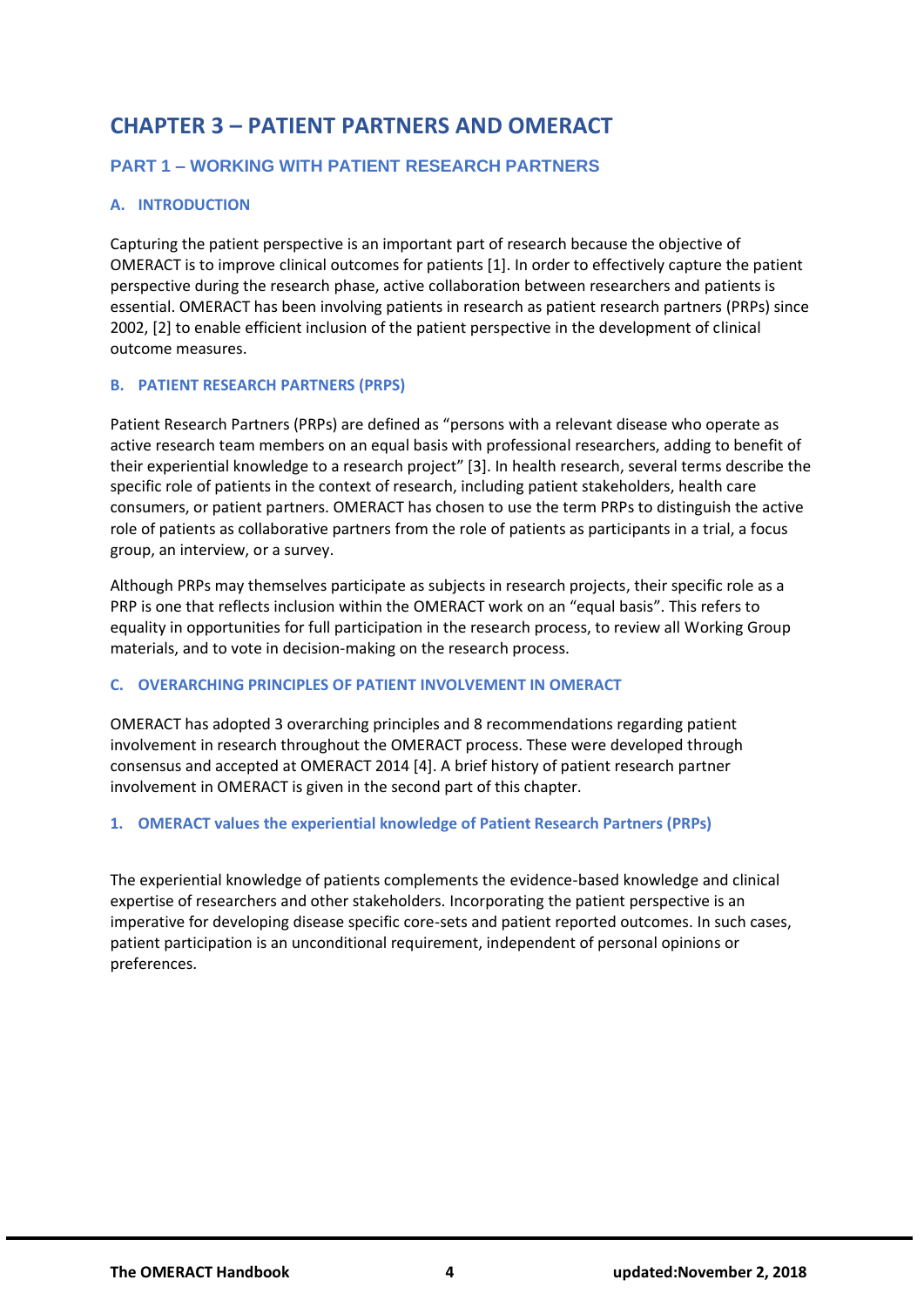# CHAPTER 3 – PATIENT PARTNERS AND OMERACT

## PART 1 – WORKING WITH PATIENT RESEARCH PARTNERS

### A. INTRODUCTION

Capturing the patient perspective is an important part of research because the objective of OMERACT is to improve clinical outcomes for patients [1]. In order to effectively capture the patient perspective during the research phase, active collaboration between researchers and patients is essential. OMERACT has been involving patients in research as patient research partners (PRPs) since 2002, [2] to enable efficient inclusion of the patient perspective in the development of clinical outcome measures.

### B. PATIENT RESEARCH PARTNERS (PRPS)

Patient Research Partners (PRPs) are defined as "persons with a relevant disease who operate as active research team members on an equal basis with professional researchers, adding to benefit of their experiential knowledge to a research project" [3]. In health research, several terms describe the specific role of patients in the context of research, including patient stakeholders, health care consumers, or patient partners. OMERACT has chosen to use the term PRPs to distinguish the active role of patients as collaborative partners from the role of patients as participants in a trial, a focus group, an interview, or a survey.

Although PRPs may themselves participate as subjects in research projects, their specific role as a PRP is one that reflects inclusion within the OMERACT work on an "equal basis". This refers to equality in opportunities for full participation in the research process, to review all Working Group materials, and to vote in decision-making on the research process.

### C. OVERARCHING PRINCIPLES OF PATIENT INVOLVEMENT IN OMERACT

OMERACT has adopted 3 overarching principles and 8 recommendations regarding patient involvement in research throughout the OMERACT process. These were developed through consensus and accepted at OMERACT 2014 [4]. A brief history of patient research partner involvement in OMERACT is given in the second part of this chapter.

#### 1. OMERACT values the experiential knowledge of Patient Research Partners (PRPs)

The experiential knowledge of patients complements the evidence-based knowledge and clinical expertise of researchers and other stakeholders. Incorporating the patient perspective is an imperative for developing disease specific core-sets and patient reported outcomes. In such cases, patient participation is an unconditional requirement, independent of personal opinions or preferences.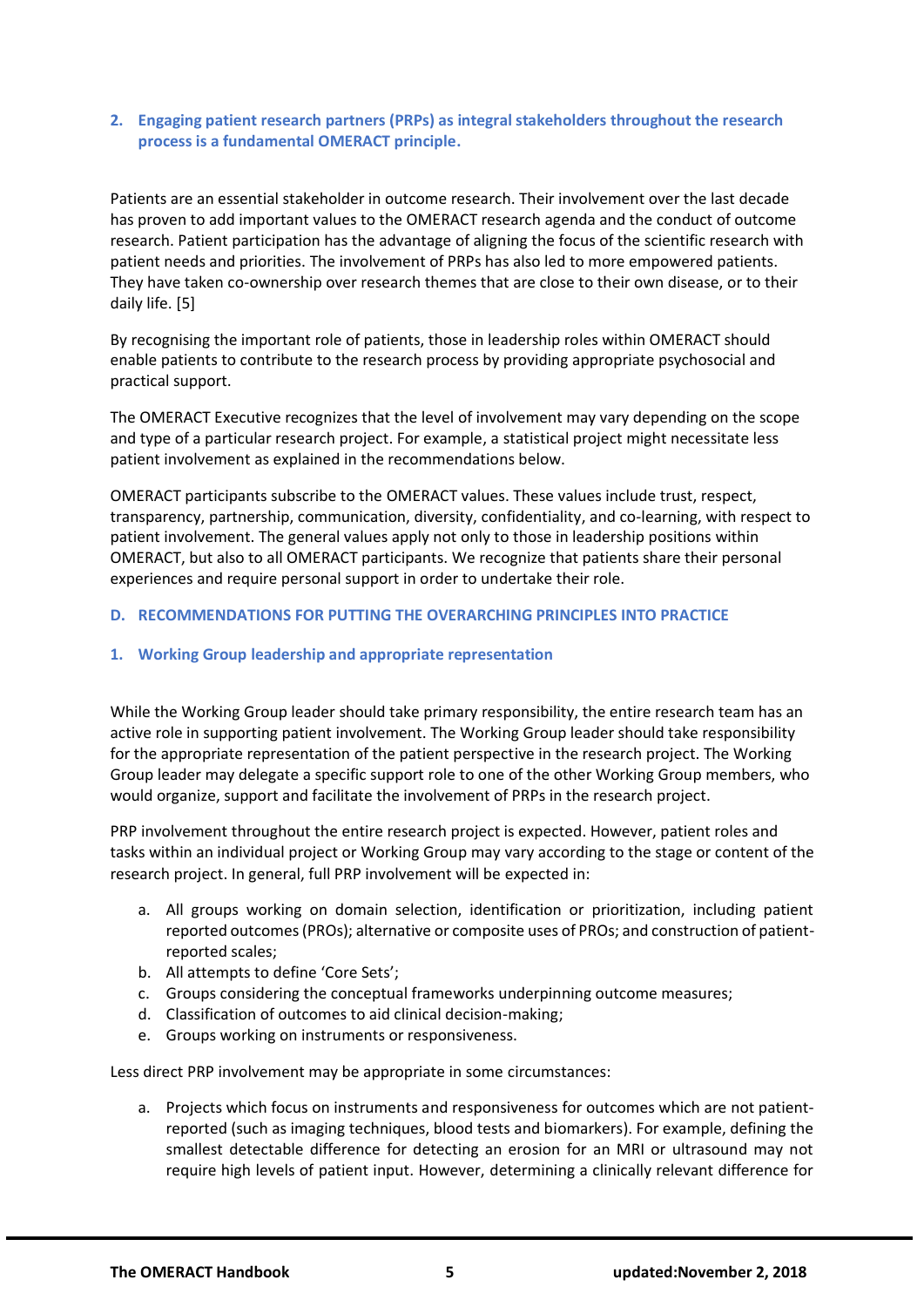## 2. Engaging patient research partners (PRPs) as integral stakeholders throughout the research process is a fundamental OMERACT principle.

Patients are an essential stakeholder in outcome research. Their involvement over the last decade has proven to add important values to the OMERACT research agenda and the conduct of outcome research. Patient participation has the advantage of aligning the focus of the scientific research with patient needs and priorities. The involvement of PRPs has also led to more empowered patients. They have taken co-ownership over research themes that are close to their own disease, or to their daily life. [5]

By recognising the important role of patients, those in leadership roles within OMERACT should enable patients to contribute to the research process by providing appropriate psychosocial and practical support.

The OMERACT Executive recognizes that the level of involvement may vary depending on the scope and type of a particular research project. For example, a statistical project might necessitate less patient involvement as explained in the recommendations below.

OMERACT participants subscribe to the OMERACT values. These values include trust, respect, transparency, partnership, communication, diversity, confidentiality, and co-learning, with respect to patient involvement. The general values apply not only to those in leadership positions within OMERACT, but also to all OMERACT participants. We recognize that patients share their personal experiences and require personal support in order to undertake their role.

## D. RECOMMENDATIONS FOR PUTTING THE OVERARCHING PRINCIPLES INTO PRACTICE

### 1. Working Group leadership and appropriate representation

While the Working Group leader should take primary responsibility, the entire research team has an active role in supporting patient involvement. The Working Group leader should take responsibility for the appropriate representation of the patient perspective in the research project. The Working Group leader may delegate a specific support role to one of the other Working Group members, who would organize, support and facilitate the involvement of PRPs in the research project.

PRP involvement throughout the entire research project is expected. However, patient roles and tasks within an individual project or Working Group may vary according to the stage or content of the research project. In general, full PRP involvement will be expected in:

a. All groups working on domain selection, identification or prioritization, including patient reported outcomes (PROs); alternative or composite uses of PROs; and construction of patient-reported scales;
b. All attempts to define 'Core Sets';
c. Groups considering the conceptual frameworks underpinning outcome measures;
d. Classification of outcomes to aid clinical decision-making;
e. Groups working on instruments or responsiveness.

Less direct PRP involvement may be appropriate in some circumstances:

a. Projects which focus on instruments and responsiveness for outcomes which are not patient-reported (such as imaging techniques, blood tests and biomarkers). For example, defining the smallest detectable difference for detecting an erosion for an MRI or ultrasound may not require high levels of patient input. However, determining a clinically relevant difference for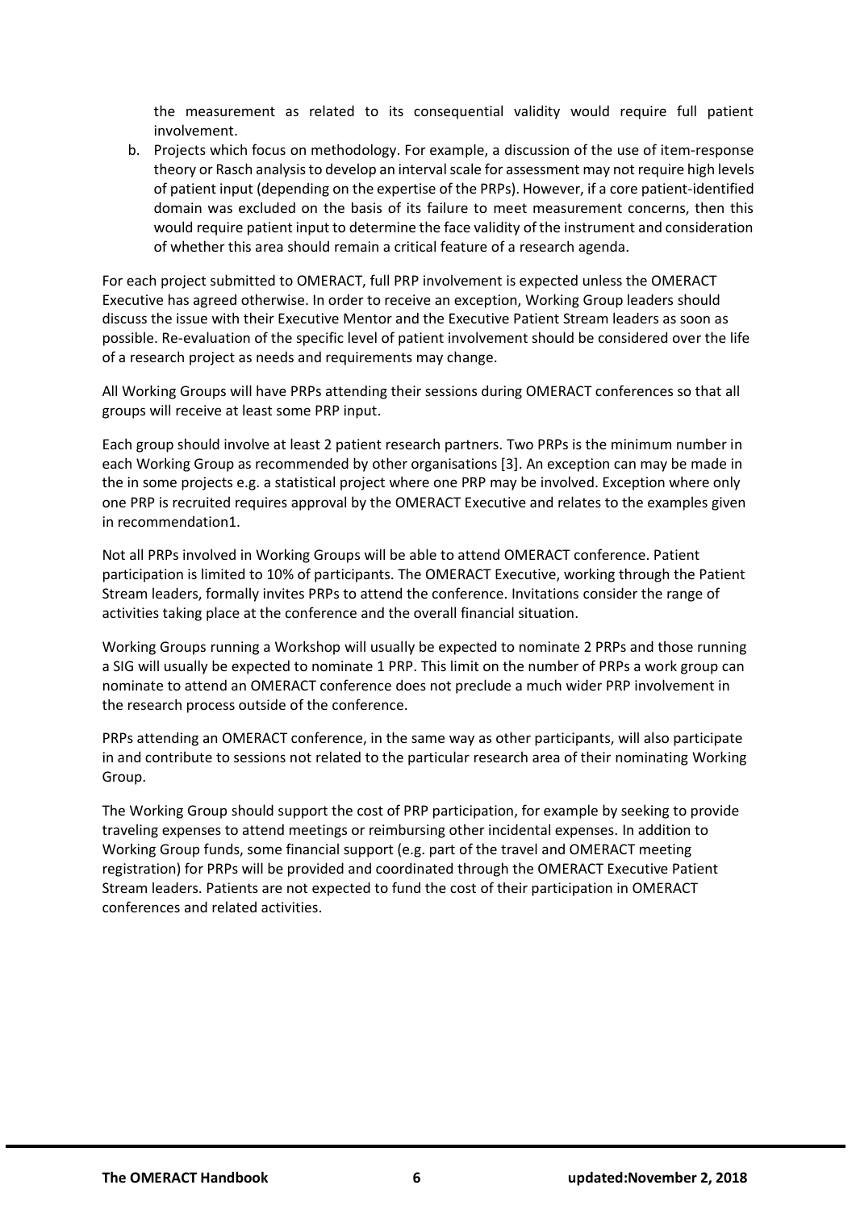the measurement as related to its consequential validity would require full patient involvement.

b. Projects which focus on methodology. For example, a discussion of the use of item-response theory or Rasch analysis to develop an interval scale for assessment may not require high levels of patient input (depending on the expertise of the PRPs). However, if a core patient-identified domain was excluded on the basis of its failure to meet measurement concerns, then this would require patient input to determine the face validity of the instrument and consideration of whether this area should remain a critical feature of a research agenda.

For each project submitted to OMERACT, full PRP involvement is expected unless the OMERACT Executive has agreed otherwise. In order to receive an exception, Working Group leaders should discuss the issue with their Executive Mentor and the Executive Patient Stream leaders as soon as possible. Re-evaluation of the specific level of patient involvement should be considered over the life of a research project as needs and requirements may change.

All Working Groups will have PRPs attending their sessions during OMERACT conferences so that all groups will receive at least some PRP input.

Each group should involve at least 2 patient research partners. Two PRPs is the minimum number in each Working Group as recommended by other organisations [3]. An exception can may be made in the in some projects e.g. a statistical project where one PRP may be involved. Exception where only one PRP is recruited requires approval by the OMERACT Executive and relates to the examples given in recommendation1.

Not all PRPs involved in Working Groups will be able to attend OMERACT conference. Patient participation is limited to 10% of participants. The OMERACT Executive, working through the Patient Stream leaders, formally invites PRPs to attend the conference. Invitations consider the range of activities taking place at the conference and the overall financial situation.

Working Groups running a Workshop will usually be expected to nominate 2 PRPs and those running a SIG will usually be expected to nominate 1 PRP. This limit on the number of PRPs a work group can nominate to attend an OMERACT conference does not preclude a much wider PRP involvement in the research process outside of the conference.

PRPs attending an OMERACT conference, in the same way as other participants, will also participate in and contribute to sessions not related to the particular research area of their nominating Working Group.

The Working Group should support the cost of PRP participation, for example by seeking to provide traveling expenses to attend meetings or reimbursing other incidental expenses. In addition to Working Group funds, some financial support (e.g. part of the travel and OMERACT meeting registration) for PRPs will be provided and coordinated through the OMERACT Executive Patient Stream leaders. Patients are not expected to fund the cost of their participation in OMERACT conferences and related activities.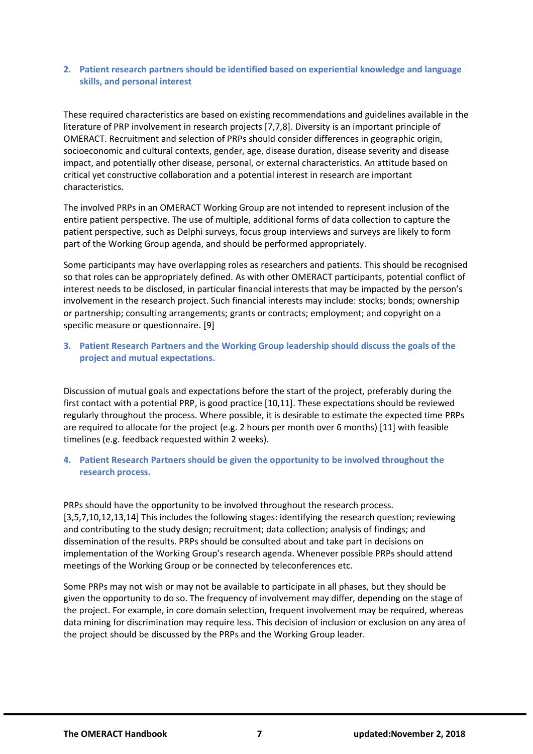## 2. Patient research partners should be identified based on experiential knowledge and language skills, and personal interest

These required characteristics are based on existing recommendations and guidelines available in the literature of PRP involvement in research projects [7,7,8]. Diversity is an important principle of OMERACT. Recruitment and selection of PRPs should consider differences in geographic origin, socioeconomic and cultural contexts, gender, age, disease duration, disease severity and disease impact, and potentially other disease, personal, or external characteristics. An attitude based on critical yet constructive collaboration and a potential interest in research are important characteristics.

The involved PRPs in an OMERACT Working Group are not intended to represent inclusion of the entire patient perspective. The use of multiple, additional forms of data collection to capture the patient perspective, such as Delphi surveys, focus group interviews and surveys are likely to form part of the Working Group agenda, and should be performed appropriately.

Some participants may have overlapping roles as researchers and patients. This should be recognised so that roles can be appropriately defined. As with other OMERACT participants, potential conflict of interest needs to be disclosed, in particular financial interests that may be impacted by the person's involvement in the research project. Such financial interests may include: stocks; bonds; ownership or partnership; consulting arrangements; grants or contracts; employment; and copyright on a specific measure or questionnaire. [9]

## 3. Patient Research Partners and the Working Group leadership should discuss the goals of the project and mutual expectations.

Discussion of mutual goals and expectations before the start of the project, preferably during the first contact with a potential PRP, is good practice [10,11]. These expectations should be reviewed regularly throughout the process. Where possible, it is desirable to estimate the expected time PRPs are required to allocate for the project (e.g. 2 hours per month over 6 months) [11] with feasible timelines (e.g. feedback requested within 2 weeks).

## 4. Patient Research Partners should be given the opportunity to be involved throughout the research process.

PRPs should have the opportunity to be involved throughout the research process. [3,5,7,10,12,13,14] This includes the following stages: identifying the research question; reviewing and contributing to the study design; recruitment; data collection; analysis of findings; and dissemination of the results. PRPs should be consulted about and take part in decisions on implementation of the Working Group's research agenda. Whenever possible PRPs should attend meetings of the Working Group or be connected by teleconferences etc.

Some PRPs may not wish or may not be available to participate in all phases, but they should be given the opportunity to do so. The frequency of involvement may differ, depending on the stage of the project. For example, in core domain selection, frequent involvement may be required, whereas data mining for discrimination may require less. This decision of inclusion or exclusion on any area of the project should be discussed by the PRPs and the Working Group leader.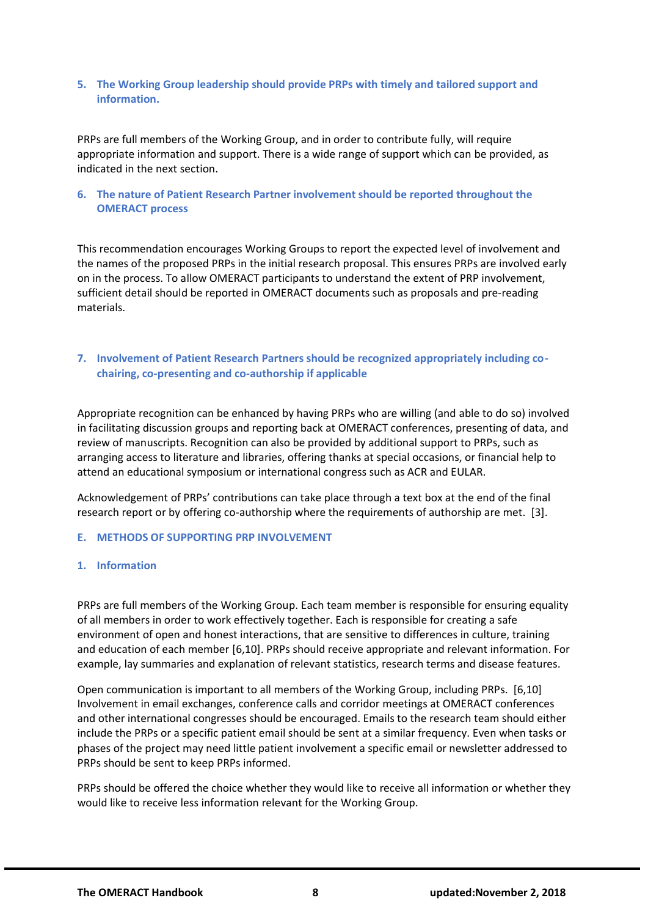### 5. The Working Group leadership should provide PRPs with timely and tailored support and information.

PRPs are full members of the Working Group, and in order to contribute fully, will require appropriate information and support. There is a wide range of support which can be provided, as indicated in the next section.

### 6. The nature of Patient Research Partner involvement should be reported throughout the OMERACT process

This recommendation encourages Working Groups to report the expected level of involvement and the names of the proposed PRPs in the initial research proposal. This ensures PRPs are involved early on in the process. To allow OMERACT participants to understand the extent of PRP involvement, sufficient detail should be reported in OMERACT documents such as proposals and pre-reading materials.

### 7. Involvement of Patient Research Partners should be recognized appropriately including co-chairing, co-presenting and co-authorship if applicable

Appropriate recognition can be enhanced by having PRPs who are willing (and able to do so) involved in facilitating discussion groups and reporting back at OMERACT conferences, presenting of data, and review of manuscripts. Recognition can also be provided by additional support to PRPs, such as arranging access to literature and libraries, offering thanks at special occasions, or financial help to attend an educational symposium or international congress such as ACR and EULAR.

Acknowledgement of PRPs' contributions can take place through a text box at the end of the final research report or by offering co-authorship where the requirements of authorship are met. [3].

## E. METHODS OF SUPPORTING PRP INVOLVEMENT

### 1. Information

PRPs are full members of the Working Group. Each team member is responsible for ensuring equality of all members in order to work effectively together. Each is responsible for creating a safe environment of open and honest interactions, that are sensitive to differences in culture, training and education of each member [6,10]. PRPs should receive appropriate and relevant information. For example, lay summaries and explanation of relevant statistics, research terms and disease features.

Open communication is important to all members of the Working Group, including PRPs. [6,10] Involvement in email exchanges, conference calls and corridor meetings at OMERACT conferences and other international congresses should be encouraged. Emails to the research team should either include the PRPs or a specific patient email should be sent at a similar frequency. Even when tasks or phases of the project may need little patient involvement a specific email or newsletter addressed to PRPs should be sent to keep PRPs informed.

PRPs should be offered the choice whether they would like to receive all information or whether they would like to receive less information relevant for the Working Group.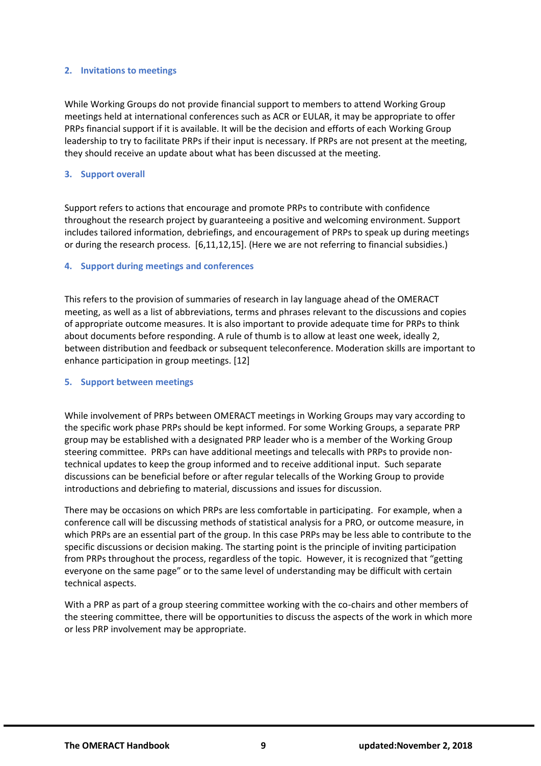## 2. Invitations to meetings

While Working Groups do not provide financial support to members to attend Working Group meetings held at international conferences such as ACR or EULAR, it may be appropriate to offer PRPs financial support if it is available. It will be the decision and efforts of each Working Group leadership to try to facilitate PRPs if their input is necessary. If PRPs are not present at the meeting, they should receive an update about what has been discussed at the meeting.

## 3. Support overall

Support refers to actions that encourage and promote PRPs to contribute with confidence throughout the research project by guaranteeing a positive and welcoming environment. Support includes tailored information, debriefings, and encouragement of PRPs to speak up during meetings or during the research process. [6,11,12,15]. (Here we are not referring to financial subsidies.)

## 4. Support during meetings and conferences

This refers to the provision of summaries of research in lay language ahead of the OMERACT meeting, as well as a list of abbreviations, terms and phrases relevant to the discussions and copies of appropriate outcome measures. It is also important to provide adequate time for PRPs to think about documents before responding. A rule of thumb is to allow at least one week, ideally 2, between distribution and feedback or subsequent teleconference. Moderation skills are important to enhance participation in group meetings. [12]

## 5. Support between meetings

While involvement of PRPs between OMERACT meetings in Working Groups may vary according to the specific work phase PRPs should be kept informed. For some Working Groups, a separate PRP group may be established with a designated PRP leader who is a member of the Working Group steering committee. PRPs can have additional meetings and telecalls with PRPs to provide non-technical updates to keep the group informed and to receive additional input. Such separate discussions can be beneficial before or after regular telecalls of the Working Group to provide introductions and debriefing to material, discussions and issues for discussion.

There may be occasions on which PRPs are less comfortable in participating. For example, when a conference call will be discussing methods of statistical analysis for a PRO, or outcome measure, in which PRPs are an essential part of the group. In this case PRPs may be less able to contribute to the specific discussions or decision making. The starting point is the principle of inviting participation from PRPs throughout the process, regardless of the topic. However, it is recognized that "getting everyone on the same page" or to the same level of understanding may be difficult with certain technical aspects.

With a PRP as part of a group steering committee working with the co-chairs and other members of the steering committee, there will be opportunities to discuss the aspects of the work in which more or less PRP involvement may be appropriate.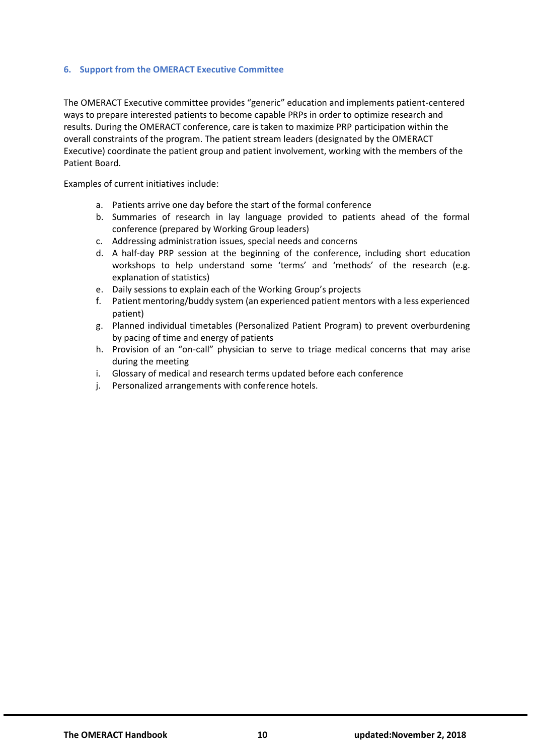## 6. Support from the OMERACT Executive Committee

The OMERACT Executive committee provides "generic" education and implements patient-centered ways to prepare interested patients to become capable PRPs in order to optimize research and results. During the OMERACT conference, care is taken to maximize PRP participation within the overall constraints of the program. The patient stream leaders (designated by the OMERACT Executive) coordinate the patient group and patient involvement, working with the members of the Patient Board.

Examples of current initiatives include:

a. Patients arrive one day before the start of the formal conference
b. Summaries of research in lay language provided to patients ahead of the formal conference (prepared by Working Group leaders)
c. Addressing administration issues, special needs and concerns
d. A half-day PRP session at the beginning of the conference, including short education workshops to help understand some 'terms' and 'methods' of the research (e.g. explanation of statistics)
e. Daily sessions to explain each of the Working Group's projects
f. Patient mentoring/buddy system (an experienced patient mentors with a less experienced patient)
g. Planned individual timetables (Personalized Patient Program) to prevent overburdening by pacing of time and energy of patients
h. Provision of an "on-call" physician to serve to triage medical concerns that may arise during the meeting
i. Glossary of medical and research terms updated before each conference
j. Personalized arrangements with conference hotels.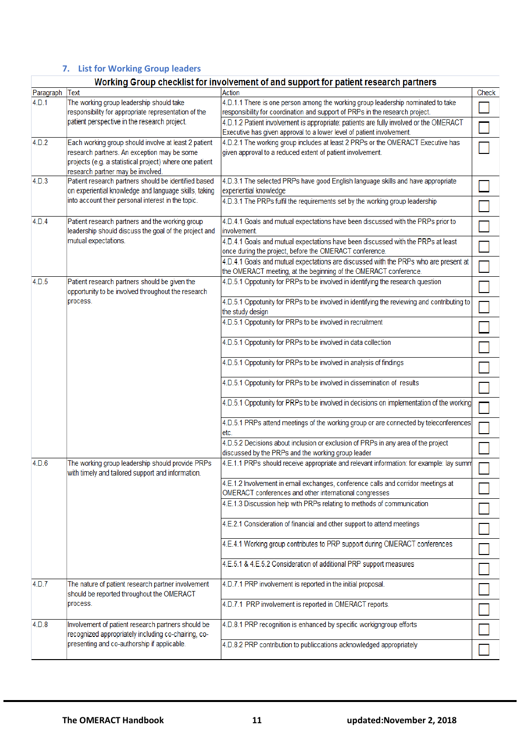## 7. List for Working Group leaders

| Working Group checklist for involvement of and support for patient research partners | | | |
|---|---|---|---|
| Paragraph | Text | Action | Check |
| 4.D.1 | The working group leadership should take responsibility for appropriate representation of the patient perspective in the research project. | 4.D.1.1 There is one person among the working group leadership nominated to take responsibility for coordination and support of PRPs in the research project. | ☐ |
| | | 4.D.1.2 Patient involvement is appropriate: patients are fully involved or the OMERACT Executive has given approval to a lower level of patient involvement. | ☐ |
| 4.D.2 | Each working group should involve at least 2 patient research partners. An exception may be some projects (e.g. a statistical project) where one patient research partner may be involved. | 4.D.2.1 The working group includes at least 2 PRPs or the OMERACT Executive has given approval to a reduced extent of patient involvement. | ☐ |
| 4.D.3 | Patient research partners should be identified based on experiential knowledge and language skills, taking into account their personal interest in the topic. | 4.D.3.1 The selected PRPs have good English language skills and have appropriate experiential knowledge | ☐ |
| | | 4.D.3.1 The PRPs fulfil the requirements set by the working group leadership | ☐ |
| 4.D.4 | Patient research partners and the working group leadership should discuss the goal of the project and mutual expectations. | 4.D.4.1 Goals and mutual expectations have been discussed with the PRPs prior to involvement. | ☐ |
| | | 4.D.4.1 Goals and mutual expectations have been discussed with the PRPs at least once during the project, before the OMERACT conference. | ☐ |
| | | 4.D.4.1 Goals and mutual expectations are discussed with the PRPs who are present at the OMERACT meeting, at the beginning of the OMERACT conference. | ☐ |
| 4.D.5 | Patient research partners should be given the opportunity to be involved throughout the research process. | 4.D.5.1 Oppotunity for PRPs to be involved in identifying the research question | ☐ |
| | | 4.D.5.1 Oppotunity for PRPs to be involved in identifying the reviewing and contributing to the study design | ☐ |
| | | 4.D.5.1 Oppotunity for PRPs to be involved in recruitment | ☐ |
| | | 4.D.5.1 Oppotunity for PRPs to be involved in data collection | ☐ |
| | | 4.D.5.1 Oppotunity for PRPs to be involved in analysis of findings | ☐ |
| | | 4.D.5.1 Oppotunity for PRPs to be involved in dissemination of results | ☐ |
| | | 4.D.5.1 Oppotunity for PRPs to be involved in decisions on implementation of the working | ☐ |
| | | 4.D.5.1 PRPs attend meetings of the working group or are connected by teleconferences etc. | ☐ |
| | | 4.D.5.2 Decisions about inclusion or exclusion of PRPs in any area of the project discussed by the PRPs and the working group leader | ☐ |
| 4.D.6 | The working group leadership should provide PRPs with timely and tailored support and information. | 4.E.1.1 PRPs should receive appropriate and relevant information: for example: lay summ | ☐ |
| | | 4.E.1.2 Involvement in email exchanges, conference calls and corridor meetings at OMERACT conferences and other international congresses | ☐ |
| | | 4.E.1.3 Discussion help with PRPs relating to methods of communication | ☐ |
| | | 4.E.2.1 Consideration of financial and other support to attend meetings | ☐ |
| | | 4.E.4.1 Working group contributes to PRP support during OMERACT conferences | ☐ |
| | | 4.E.5.1 & 4.E.5.2 Consideration of additional PRP support measures | ☐ |
| 4.D.7 | The nature of patient research partner involvement should be reported throughout the OMERACT process. | 4.D.7.1 PRP involvement is reported in the initial proposal. | ☐ |
| | | 4.D.7.1 PRP invovement is reported in OMERACT reports. | ☐ |
| 4.D.8 | Involvement of patient research partners should be recognized appropriately including co-chairing, co-presenting and co-authorship if applicable. | 4.D.8.1 PRP recognition is enhanced by specific workinggroup efforts | ☐ |
| | | 4.D.8.2 PRP contribution to publiccations acknowledged appropriately | ☐ |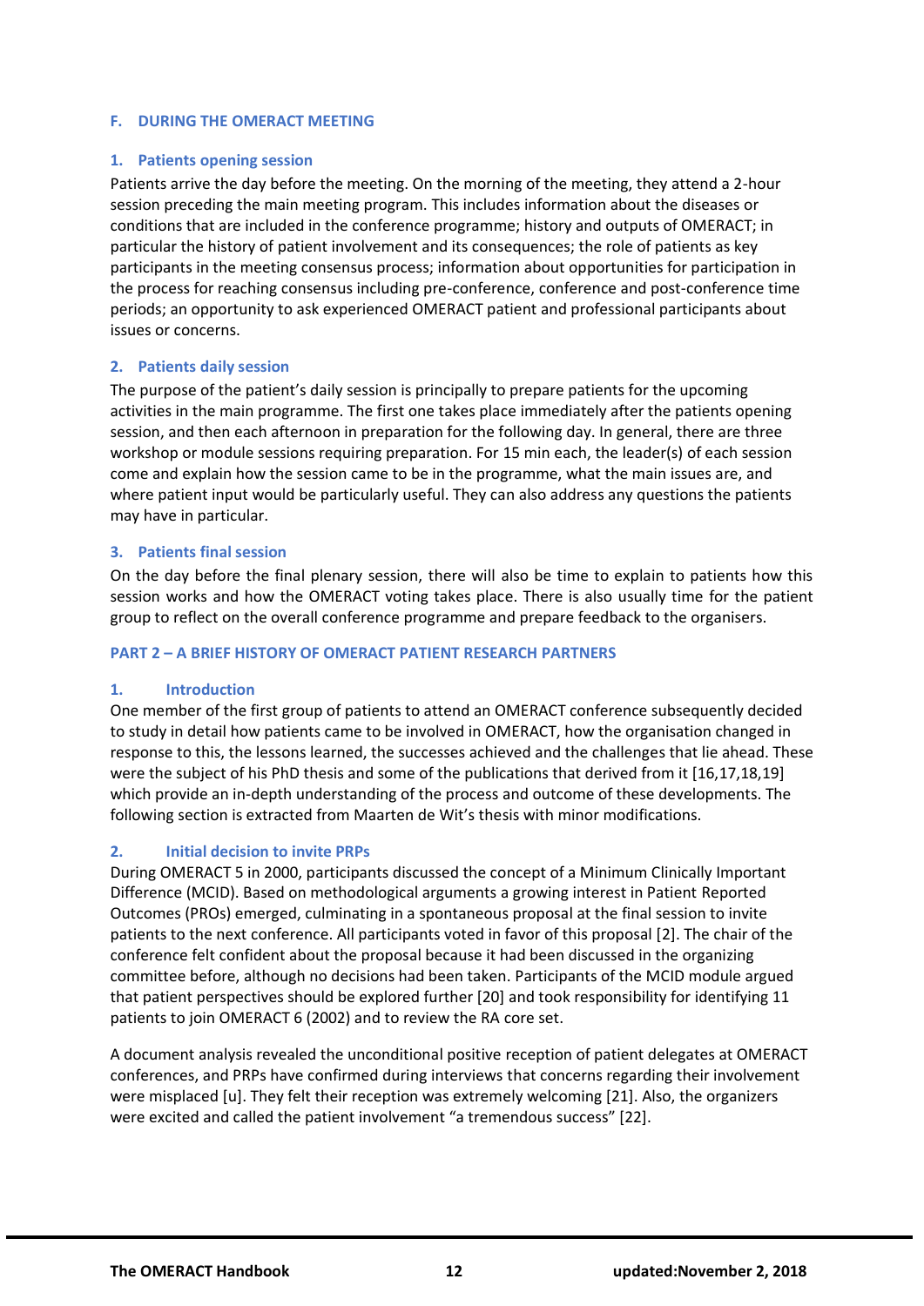## F. DURING THE OMERACT MEETING

### 1. Patients opening session

Patients arrive the day before the meeting. On the morning of the meeting, they attend a 2-hour session preceding the main meeting program. This includes information about the diseases or conditions that are included in the conference programme; history and outputs of OMERACT; in particular the history of patient involvement and its consequences; the role of patients as key participants in the meeting consensus process; information about opportunities for participation in the process for reaching consensus including pre-conference, conference and post-conference time periods; an opportunity to ask experienced OMERACT patient and professional participants about issues or concerns.

### 2. Patients daily session

The purpose of the patient's daily session is principally to prepare patients for the upcoming activities in the main programme. The first one takes place immediately after the patients opening session, and then each afternoon in preparation for the following day. In general, there are three workshop or module sessions requiring preparation. For 15 min each, the leader(s) of each session come and explain how the session came to be in the programme, what the main issues are, and where patient input would be particularly useful. They can also address any questions the patients may have in particular.

### 3. Patients final session

On the day before the final plenary session, there will also be time to explain to patients how this session works and how the OMERACT voting takes place. There is also usually time for the patient group to reflect on the overall conference programme and prepare feedback to the organisers.

## PART 2 – A BRIEF HISTORY OF OMERACT PATIENT RESEARCH PARTNERS

### 1. Introduction

One member of the first group of patients to attend an OMERACT conference subsequently decided to study in detail how patients came to be involved in OMERACT, how the organisation changed in response to this, the lessons learned, the successes achieved and the challenges that lie ahead. These were the subject of his PhD thesis and some of the publications that derived from it [16,17,18,19] which provide an in-depth understanding of the process and outcome of these developments. The following section is extracted from Maarten de Wit's thesis with minor modifications.

### 2. Initial decision to invite PRPs

During OMERACT 5 in 2000, participants discussed the concept of a Minimum Clinically Important Difference (MCID). Based on methodological arguments a growing interest in Patient Reported Outcomes (PROs) emerged, culminating in a spontaneous proposal at the final session to invite patients to the next conference. All participants voted in favor of this proposal [2]. The chair of the conference felt confident about the proposal because it had been discussed in the organizing committee before, although no decisions had been taken. Participants of the MCID module argued that patient perspectives should be explored further [20] and took responsibility for identifying 11 patients to join OMERACT 6 (2002) and to review the RA core set.

A document analysis revealed the unconditional positive reception of patient delegates at OMERACT conferences, and PRPs have confirmed during interviews that concerns regarding their involvement were misplaced [u]. They felt their reception was extremely welcoming [21]. Also, the organizers were excited and called the patient involvement "a tremendous success" [22].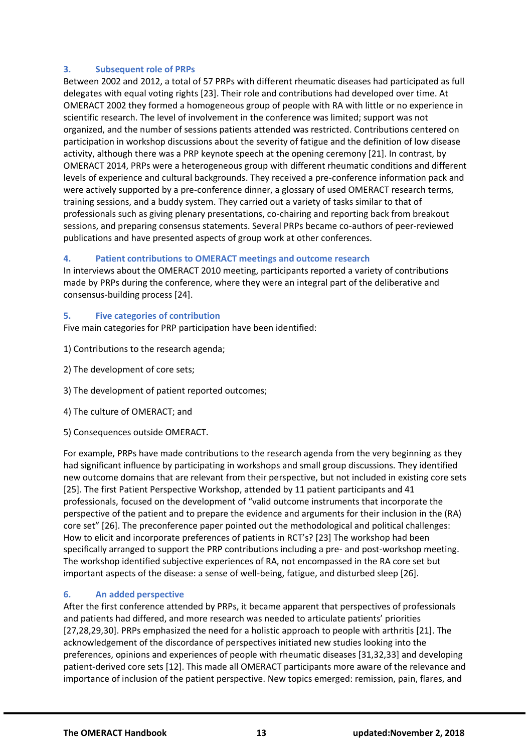### 3. Subsequent role of PRPs

Between 2002 and 2012, a total of 57 PRPs with different rheumatic diseases had participated as full delegates with equal voting rights [23]. Their role and contributions had developed over time. At OMERACT 2002 they formed a homogeneous group of people with RA with little or no experience in scientific research. The level of involvement in the conference was limited; support was not organized, and the number of sessions patients attended was restricted. Contributions centered on participation in workshop discussions about the severity of fatigue and the definition of low disease activity, although there was a PRP keynote speech at the opening ceremony [21]. In contrast, by OMERACT 2014, PRPs were a heterogeneous group with different rheumatic conditions and different levels of experience and cultural backgrounds. They received a pre-conference information pack and were actively supported by a pre-conference dinner, a glossary of used OMERACT research terms, training sessions, and a buddy system. They carried out a variety of tasks similar to that of professionals such as giving plenary presentations, co-chairing and reporting back from breakout sessions, and preparing consensus statements. Several PRPs became co-authors of peer-reviewed publications and have presented aspects of group work at other conferences.

### 4. Patient contributions to OMERACT meetings and outcome research

In interviews about the OMERACT 2010 meeting, participants reported a variety of contributions made by PRPs during the conference, where they were an integral part of the deliberative and consensus-building process [24].

### 5. Five categories of contribution

Five main categories for PRP participation have been identified:

1) Contributions to the research agenda;

2) The development of core sets;

3) The development of patient reported outcomes;

4) The culture of OMERACT; and

5) Consequences outside OMERACT.

For example, PRPs have made contributions to the research agenda from the very beginning as they had significant influence by participating in workshops and small group discussions. They identified new outcome domains that are relevant from their perspective, but not included in existing core sets [25]. The first Patient Perspective Workshop, attended by 11 patient participants and 41 professionals, focused on the development of "valid outcome instruments that incorporate the perspective of the patient and to prepare the evidence and arguments for their inclusion in the (RA) core set" [26]. The preconference paper pointed out the methodological and political challenges: How to elicit and incorporate preferences of patients in RCT's? [23] The workshop had been specifically arranged to support the PRP contributions including a pre- and post-workshop meeting. The workshop identified subjective experiences of RA, not encompassed in the RA core set but important aspects of the disease: a sense of well-being, fatigue, and disturbed sleep [26].

### 6. An added perspective

After the first conference attended by PRPs, it became apparent that perspectives of professionals and patients had differed, and more research was needed to articulate patients' priorities [27,28,29,30]. PRPs emphasized the need for a holistic approach to people with arthritis [21]. The acknowledgement of the discordance of perspectives initiated new studies looking into the preferences, opinions and experiences of people with rheumatic diseases [31,32,33] and developing patient-derived core sets [12]. This made all OMERACT participants more aware of the relevance and importance of inclusion of the patient perspective. New topics emerged: remission, pain, flares, and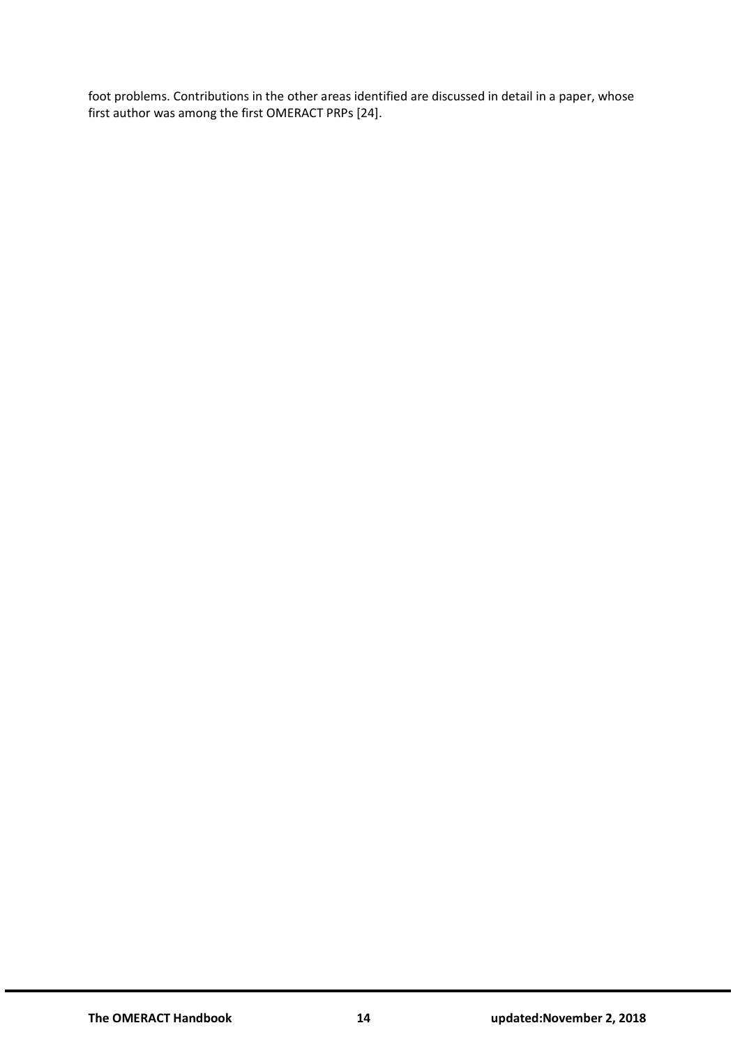foot problems. Contributions in the other areas identified are discussed in detail in a paper, whose first author was among the first OMERACT PRPs [24].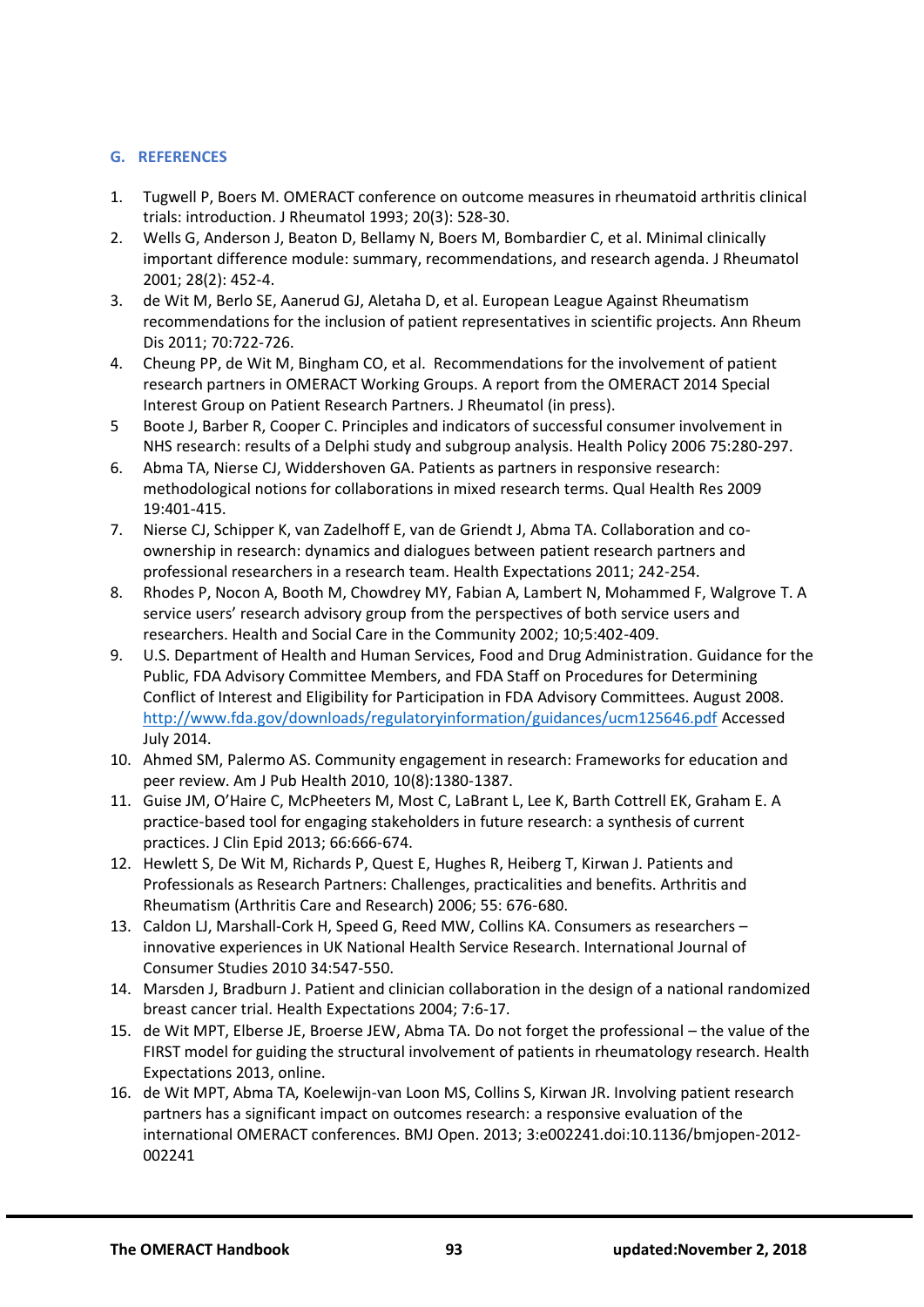## G. REFERENCES

1. Tugwell P, Boers M. OMERACT conference on outcome measures in rheumatoid arthritis clinical trials: introduction. J Rheumatol 1993; 20(3): 528-30.
2. Wells G, Anderson J, Beaton D, Bellamy N, Boers M, Bombardier C, et al. Minimal clinically important difference module: summary, recommendations, and research agenda. J Rheumatol 2001; 28(2): 452-4.
3. de Wit M, Berlo SE, Aanerud GJ, Aletaha D, et al. European League Against Rheumatism recommendations for the inclusion of patient representatives in scientific projects. Ann Rheum Dis 2011; 70:722-726.
4. Cheung PP, de Wit M, Bingham CO, et al. Recommendations for the involvement of patient research partners in OMERACT Working Groups. A report from the OMERACT 2014 Special Interest Group on Patient Research Partners. J Rheumatol (in press).
5. Boote J, Barber R, Cooper C. Principles and indicators of successful consumer involvement in NHS research: results of a Delphi study and subgroup analysis. Health Policy 2006 75:280-297.
6. Abma TA, Nierse CJ, Widdershoven GA. Patients as partners in responsive research: methodological notions for collaborations in mixed research terms. Qual Health Res 2009 19:401-415.
7. Nierse CJ, Schipper K, van Zadelhoff E, van de Griendt J, Abma TA. Collaboration and co-ownership in research: dynamics and dialogues between patient research partners and professional researchers in a research team. Health Expectations 2011; 242-254.
8. Rhodes P, Nocon A, Booth M, Chowdrey MY, Fabian A, Lambert N, Mohammed F, Walgrove T. A service users' research advisory group from the perspectives of both service users and researchers. Health and Social Care in the Community 2002; 10;5:402-409.
9. U.S. Department of Health and Human Services, Food and Drug Administration. Guidance for the Public, FDA Advisory Committee Members, and FDA Staff on Procedures for Determining Conflict of Interest and Eligibility for Participation in FDA Advisory Committees. August 2008. http://www.fda.gov/downloads/regulatoryinformation/guidances/ucm125646.pdf Accessed July 2014.
10. Ahmed SM, Palermo AS. Community engagement in research: Frameworks for education and peer review. Am J Pub Health 2010, 10(8):1380-1387.
11. Guise JM, O'Haire C, McPheeters M, Most C, LaBrant L, Lee K, Barth Cottrell EK, Graham E. A practice-based tool for engaging stakeholders in future research: a synthesis of current practices. J Clin Epid 2013; 66:666-674.
12. Hewlett S, De Wit M, Richards P, Quest E, Hughes R, Heiberg T, Kirwan J. Patients and Professionals as Research Partners: Challenges, practicalities and benefits. Arthritis and Rheumatism (Arthritis Care and Research) 2006; 55: 676-680.
13. Caldon LJ, Marshall-Cork H, Speed G, Reed MW, Collins KA. Consumers as researchers – innovative experiences in UK National Health Service Research. International Journal of Consumer Studies 2010 34:547-550.
14. Marsden J, Bradburn J. Patient and clinician collaboration in the design of a national randomized breast cancer trial. Health Expectations 2004; 7:6-17.
15. de Wit MPT, Elberse JE, Broerse JEW, Abma TA. Do not forget the professional – the value of the FIRST model for guiding the structural involvement of patients in rheumatology research. Health Expectations 2013, online.
16. de Wit MPT, Abma TA, Koelewijn-van Loon MS, Collins S, Kirwan JR. Involving patient research partners has a significant impact on outcomes research: a responsive evaluation of the international OMERACT conferences. BMJ Open. 2013; 3:e002241.doi:10.1136/bmjopen-2012-002241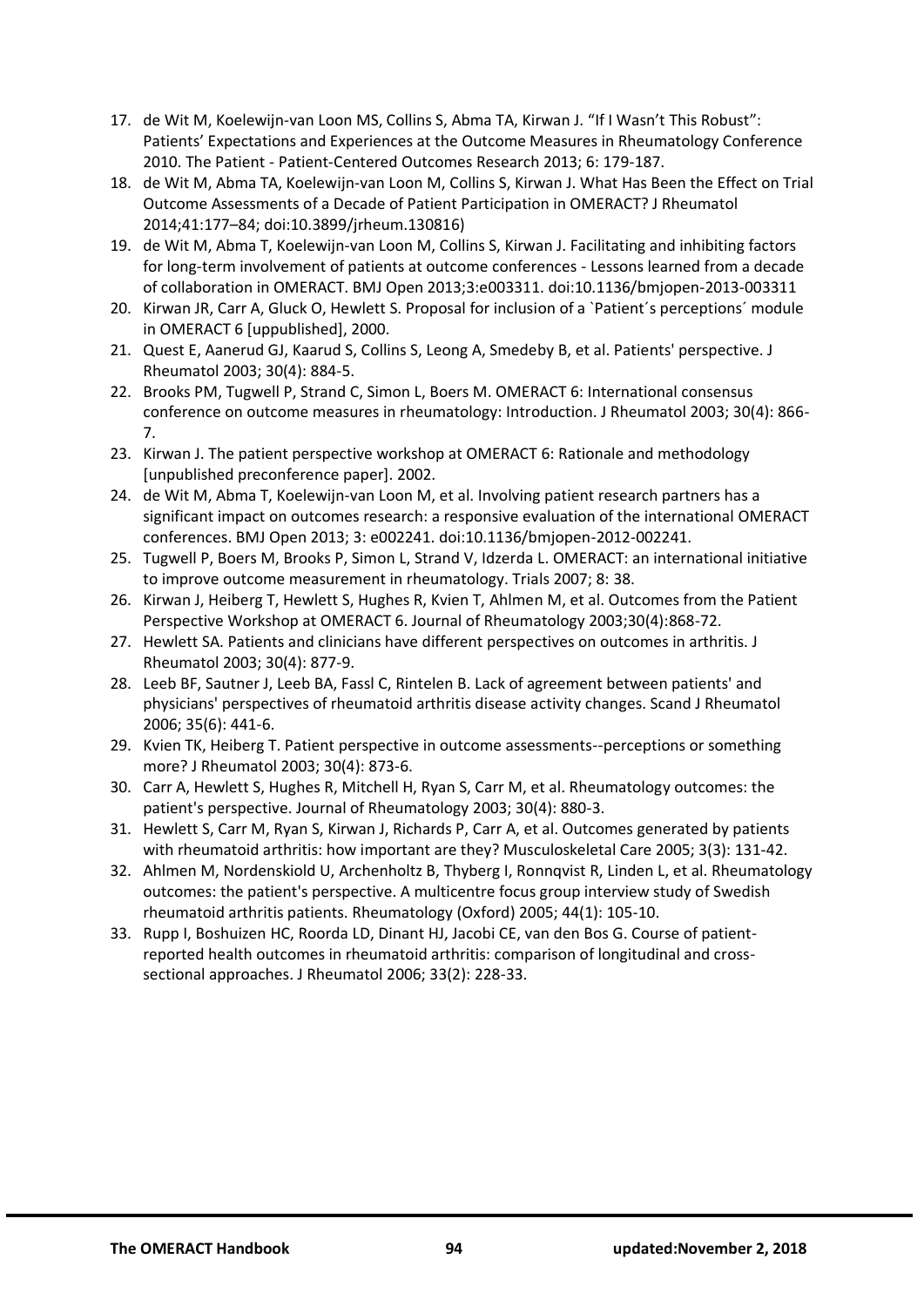17. de Wit M, Koelewijn-van Loon MS, Collins S, Abma TA, Kirwan J. “If I Wasn’t This Robust”: Patients’ Expectations and Experiences at the Outcome Measures in Rheumatology Conference 2010. The Patient - Patient-Centered Outcomes Research 2013; 6: 179-187.
18. de Wit M, Abma TA, Koelewijn-van Loon M, Collins S, Kirwan J. What Has Been the Effect on Trial Outcome Assessments of a Decade of Patient Participation in OMERACT? J Rheumatol 2014;41:177–84; doi:10.3899/jrheum.130816)
19. de Wit M, Abma T, Koelewijn-van Loon M, Collins S, Kirwan J. Facilitating and inhibiting factors for long-term involvement of patients at outcome conferences - Lessons learned from a decade of collaboration in OMERACT. BMJ Open 2013;3:e003311. doi:10.1136/bmjopen-2013-003311
20. Kirwan JR, Carr A, Gluck O, Hewlett S. Proposal for inclusion of a `Patient´s perceptions´ module in OMERACT 6 [uppublished], 2000.
21. Quest E, Aanerud GJ, Kaarud S, Collins S, Leong A, Smedeby B, et al. Patients' perspective. J Rheumatol 2003; 30(4): 884-5.
22. Brooks PM, Tugwell P, Strand C, Simon L, Boers M. OMERACT 6: International consensus conference on outcome measures in rheumatology: Introduction. J Rheumatol 2003; 30(4): 866-7.
23. Kirwan J. The patient perspective workshop at OMERACT 6: Rationale and methodology [unpublished preconference paper]. 2002.
24. de Wit M, Abma T, Koelewijn-van Loon M, et al. Involving patient research partners has a significant impact on outcomes research: a responsive evaluation of the international OMERACT conferences. BMJ Open 2013; 3: e002241. doi:10.1136/bmjopen-2012-002241.
25. Tugwell P, Boers M, Brooks P, Simon L, Strand V, Idzerda L. OMERACT: an international initiative to improve outcome measurement in rheumatology. Trials 2007; 8: 38.
26. Kirwan J, Heiberg T, Hewlett S, Hughes R, Kvien T, Ahlmen M, et al. Outcomes from the Patient Perspective Workshop at OMERACT 6. Journal of Rheumatology 2003;30(4):868-72.
27. Hewlett SA. Patients and clinicians have different perspectives on outcomes in arthritis. J Rheumatol 2003; 30(4): 877-9.
28. Leeb BF, Sautner J, Leeb BA, Fassl C, Rintelen B. Lack of agreement between patients' and physicians' perspectives of rheumatoid arthritis disease activity changes. Scand J Rheumatol 2006; 35(6): 441-6.
29. Kvien TK, Heiberg T. Patient perspective in outcome assessments--perceptions or something more? J Rheumatol 2003; 30(4): 873-6.
30. Carr A, Hewlett S, Hughes R, Mitchell H, Ryan S, Carr M, et al. Rheumatology outcomes: the patient's perspective. Journal of Rheumatology 2003; 30(4): 880-3.
31. Hewlett S, Carr M, Ryan S, Kirwan J, Richards P, Carr A, et al. Outcomes generated by patients with rheumatoid arthritis: how important are they? Musculoskeletal Care 2005; 3(3): 131-42.
32. Ahlmen M, Nordenskiold U, Archenholtz B, Thyberg I, Ronnqvist R, Linden L, et al. Rheumatology outcomes: the patient's perspective. A multicentre focus group interview study of Swedish rheumatoid arthritis patients. Rheumatology (Oxford) 2005; 44(1): 105-10.
33. Rupp I, Boshuizen HC, Roorda LD, Dinant HJ, Jacobi CE, van den Bos G. Course of patient-reported health outcomes in rheumatoid arthritis: comparison of longitudinal and cross-sectional approaches. J Rheumatol 2006; 33(2): 228-33.